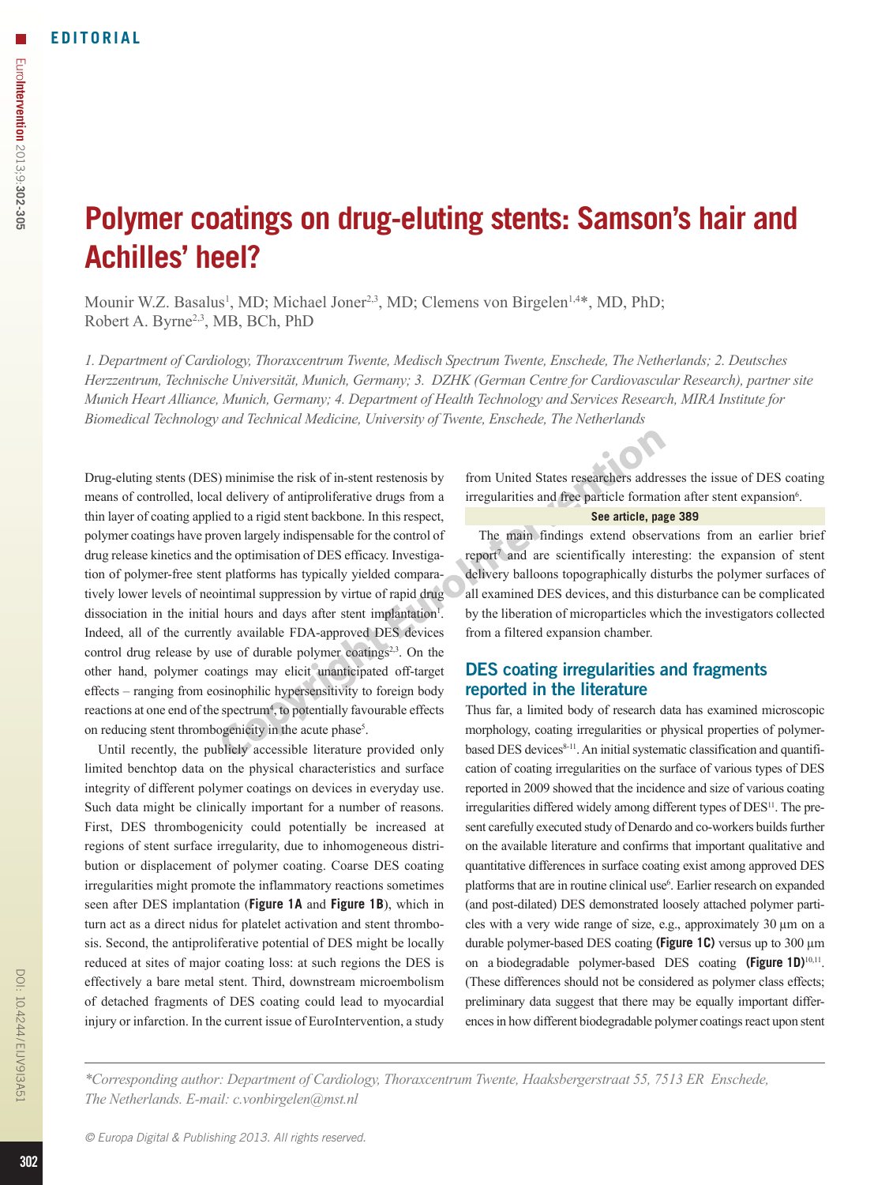EDITORIAL

# Polymer coatings on drug-eluting stents: Samson's hair and Achilles' heel?

Mounir W.Z. Basalus[1], MD; Michael Joner[2,3], MD; Clemens von Birgelen[1,4*], MD, PhD; Robert A. Byrne[2,3], MB, BCh, PhD

*1. Department of Cardiology, Thoraxcentrum Twente, Medisch Spectrum Twente, Enschede, The Netherlands; 2. Deutsches Herzzentrum, Technische Universität, Munich, Germany; 3. DZHK (German Centre for Cardiovascular Research), partner site Munich Heart Alliance, Munich, Germany; 4. Department of Health Technology and Services Research, MIRA Institute for Biomedical Technology and Technical Medicine, University of Twente, Enschede, The Netherlands*

Drug-eluting stents (DES) minimise the risk of in-stent restenosis by means of controlled, local delivery of antiproliferative drugs from a thin layer of coating applied to a rigid stent backbone. In this respect, polymer coatings have proven largely indispensable for the control of drug release kinetics and the optimisation of DES efficacy. Investigation of polymer-free stent platforms has typically yielded comparatively lower levels of neointimal suppression by virtue of rapid drug dissociation in the initial hours and days after stent implantation[1]. Indeed, all of the currently available FDA-approved DES devices control drug release by use of durable polymer coatings[2,3]. On the other hand, polymer coatings may elicit unanticipated off-target effects – ranging from eosinophilic hypersensitivity to foreign body reactions at one end of the spectrum[4], to potentially favourable effects on reducing stent thrombogenicity in the acute phase[5].

Until recently, the publicly accessible literature provided only limited benchtop data on the physical characteristics and surface integrity of different polymer coatings on devices in everyday use. Such data might be clinically important for a number of reasons. First, DES thrombogenicity could potentially be increased at regions of stent surface irregularity, due to inhomogeneous distribution or displacement of polymer coating. Coarse DES coating irregularities might promote the inflammatory reactions sometimes seen after DES implantation (**Figure 1A** and **Figure 1B**), which in turn act as a direct nidus for platelet activation and stent thrombosis. Second, the antiproliferative potential of DES might be locally reduced at sites of major coating loss: at such regions the DES is effectively a bare metal stent. Third, downstream microembolism of detached fragments of DES coating could lead to myocardial injury or infarction. In the current issue of EuroIntervention, a study from United States researchers addresses the issue of DES coating irregularities and free particle formation after stent expansion[6].

**See article, page 389**

The main findings extend observations from an earlier brief report[7] and are scientifically interesting: the expansion of stent delivery balloons topographically disturbs the polymer surfaces of all examined DES devices, and this disturbance can be complicated by the liberation of microparticles which the investigators collected from a filtered expansion chamber.

## DES coating irregularities and fragments reported in the literature

Thus far, a limited body of research data has examined microscopic morphology, coating irregularities or physical properties of polymer-based DES devices[8-11]. An initial systematic classification and quantification of coating irregularities on the surface of various types of DES reported in 2009 showed that the incidence and size of various coating irregularities differed widely among different types of DES[11]. The present carefully executed study of Denardo and co-workers builds further on the available literature and confirms that important qualitative and quantitative differences in surface coating exist among approved DES platforms that are in routine clinical use[6]. Earlier research on expanded (and post-dilated) DES demonstrated loosely attached polymer particles with a very wide range of size, e.g., approximately 30 µm on a durable polymer-based DES coating **(Figure 1C)** versus up to 300 µm on a biodegradable polymer-based DES coating **(Figure 1D)**[10,11]. (These differences should not be considered as polymer class effects; preliminary data suggest that there may be equally important differences in how different biodegradable polymer coatings react upon stent

*\*Corresponding author: Department of Cardiology, Thoraxcentrum Twente, Haaksbergerstraat 55, 7513 ER Enschede, The Netherlands. E-mail: c.vonbirgelen@mst.nl*

© Europa Digital & Publishing 2013. All rights reserved.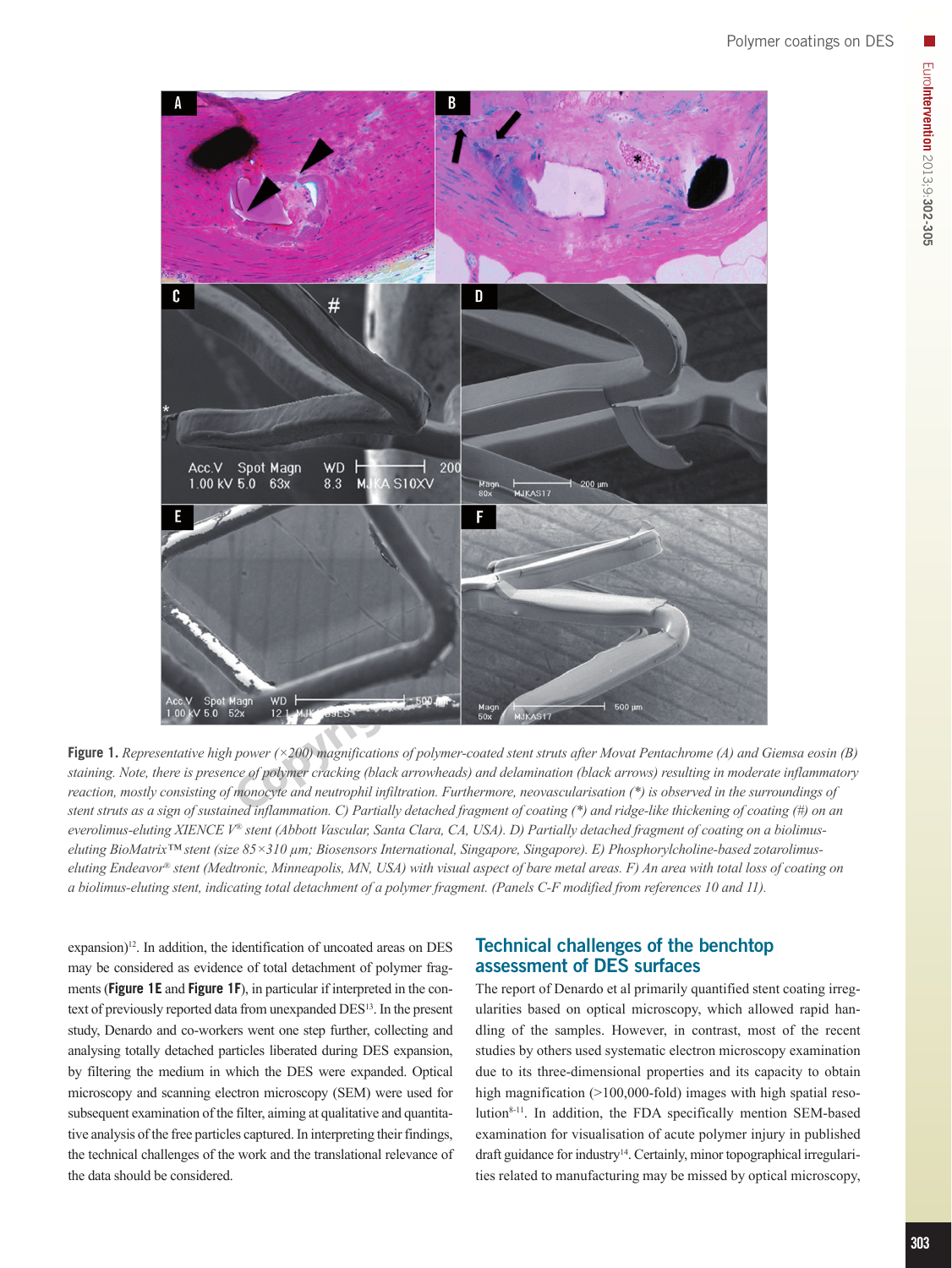**Figure 1.** *Representative high power (×200) magnifications of polymer-coated stent struts after Movat Pentachrome (A) and Giemsa eosin (B) staining. Note, there is presence of polymer cracking (black arrowheads) and delamination (black arrows) resulting in moderate inflammatory reaction, mostly consisting of monocyte and neutrophil infiltration. Furthermore, neovascularisation (*) is observed in the surroundings of stent struts as a sign of sustained inflammation. C) Partially detached fragment of coating (*) and ridge-like thickening of coating (#) on an everolimus-eluting XIENCE V® stent (Abbott Vascular, Santa Clara, CA, USA). D) Partially detached fragment of coating on a biolimus-eluting BioMatrix™ stent (size 85×310 μm; Biosensors International, Singapore, Singapore). E) Phosphorylcholine-based zotarolimus-eluting Endeavor® stent (Medtronic, Minneapolis, MN, USA) with visual aspect of bare metal areas. F) An area with total loss of coating on a biolimus-eluting stent, indicating total detachment of a polymer fragment. (Panels C-F modified from references 10 and 11).*

expansion)[12]. In addition, the identification of uncoated areas on DES may be considered as evidence of total detachment of polymer fragments (**Figure 1E** and **Figure 1F**), in particular if interpreted in the context of previously reported data from unexpanded DES[13]. In the present study, Denardo and co-workers went one step further, collecting and analysing totally detached particles liberated during DES expansion, by filtering the medium in which the DES were expanded. Optical microscopy and scanning electron microscopy (SEM) were used for subsequent examination of the filter, aiming at qualitative and quantitative analysis of the free particles captured. In interpreting their findings, the technical challenges of the work and the translational relevance of the data should be considered.

## Technical challenges of the benchtop assessment of DES surfaces

The report of Denardo et al primarily quantified stent coating irregularities based on optical microscopy, which allowed rapid handling of the samples. However, in contrast, most of the recent studies by others used systematic electron microscopy examination due to its three-dimensional properties and its capacity to obtain high magnification (>100,000-fold) images with high spatial resolution[8-11]. In addition, the FDA specifically mention SEM-based examination for visualisation of acute polymer injury in published draft guidance for industry[14]. Certainly, minor topographical irregularities related to manufacturing may be missed by optical microscopy,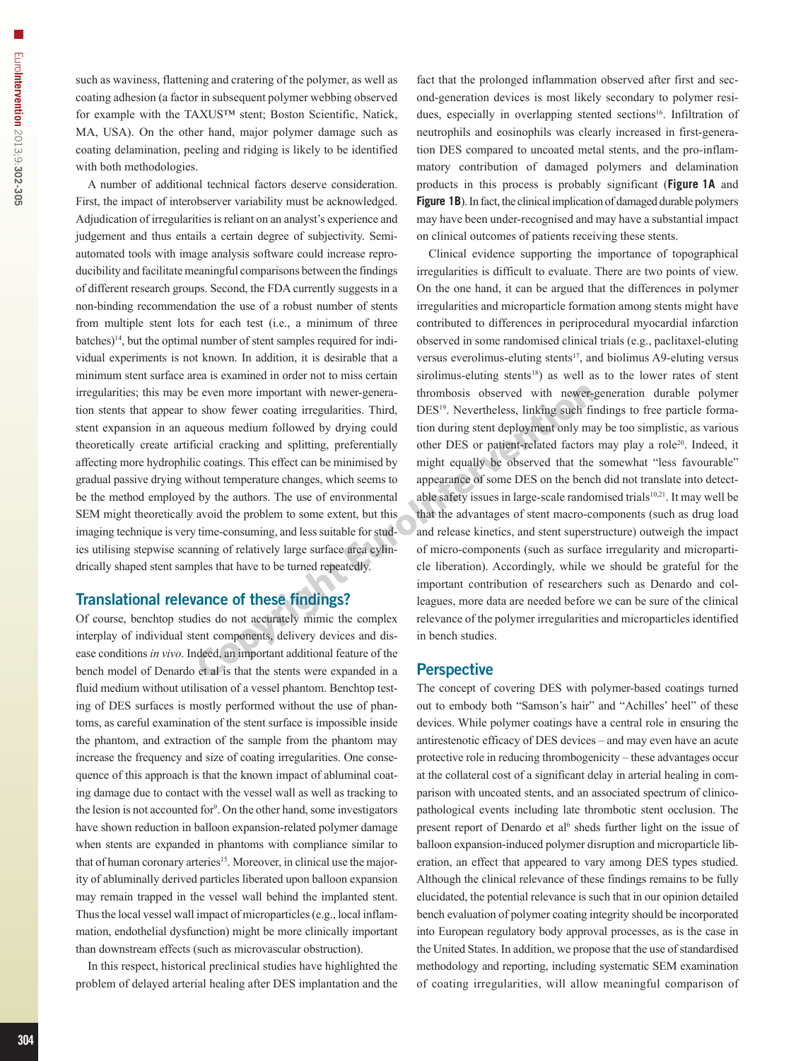such as waviness, flattening and cratering of the polymer, as well as coating adhesion (a factor in subsequent polymer webbing observed for example with the TAXUS™ stent; Boston Scientific, Natick, MA, USA). On the other hand, major polymer damage such as coating delamination, peeling and ridging is likely to be identified with both methodologies.

A number of additional technical factors deserve consideration. First, the impact of interobserver variability must be acknowledged. Adjudication of irregularities is reliant on an analyst's experience and judgement and thus entails a certain degree of subjectivity. Semi-automated tools with image analysis software could increase reproducibility and facilitate meaningful comparisons between the findings of different research groups. Second, the FDA currently suggests in a non-binding recommendation the use of a robust number of stents from multiple stent lots for each test (i.e., a minimum of three batches)[14], but the optimal number of stent samples required for individual experiments is not known. In addition, it is desirable that a minimum stent surface area is examined in order not to miss certain irregularities; this may be even more important with newer-generation stents that appear to show fewer coating irregularities. Third, stent expansion in an aqueous medium followed by drying could theoretically create artificial cracking and splitting, preferentially affecting more hydrophilic coatings. This effect can be minimised by gradual passive drying without temperature changes, which seems to be the method employed by the authors. The use of environmental SEM might theoretically avoid the problem to some extent, but this imaging technique is very time-consuming, and less suitable for studies utilising stepwise scanning of relatively large surface area cylindrically shaped stent samples that have to be turned repeatedly.

## Translational relevance of these findings?

Of course, benchtop studies do not accurately mimic the complex interplay of individual stent components, delivery devices and disease conditions *in vivo*. Indeed, an important additional feature of the bench model of Denardo et al is that the stents were expanded in a fluid medium without utilisation of a vessel phantom. Benchtop testing of DES surfaces is mostly performed without the use of phantoms, as careful examination of the stent surface is impossible inside the phantom, and extraction of the sample from the phantom may increase the frequency and size of coating irregularities. One consequence of this approach is that the known impact of abluminal coating damage due to contact with the vessel wall as well as tracking to the lesion is not accounted for[9]. On the other hand, some investigators have shown reduction in balloon expansion-related polymer damage when stents are expanded in phantoms with compliance similar to that of human coronary arteries[15]. Moreover, in clinical use the majority of abluminally derived particles liberated upon balloon expansion may remain trapped in the vessel wall behind the implanted stent. Thus the local vessel wall impact of microparticles (e.g., local inflammation, endothelial dysfunction) might be more clinically important than downstream effects (such as microvascular obstruction).

In this respect, historical preclinical studies have highlighted the problem of delayed arterial healing after DES implantation and the fact that the prolonged inflammation observed after first and second-generation devices is most likely secondary to polymer residues, especially in overlapping stented sections[16]. Infiltration of neutrophils and eosinophils was clearly increased in first-generation DES compared to uncoated metal stents, and the pro-inflammatory contribution of damaged polymers and delamination products in this process is probably significant (**Figure 1A** and **Figure 1B**). In fact, the clinical implication of damaged durable polymers may have been under-recognised and may have a substantial impact on clinical outcomes of patients receiving these stents.

Clinical evidence supporting the importance of topographical irregularities is difficult to evaluate. There are two points of view. On the one hand, it can be argued that the differences in polymer irregularities and microparticle formation among stents might have contributed to differences in periprocedural myocardial infarction observed in some randomised clinical trials (e.g., paclitaxel-eluting versus everolimus-eluting stents[17], and biolimus A9-eluting versus sirolimus-eluting stents[18]) as well as to the lower rates of stent thrombosis observed with newer-generation durable polymer DES[19]. Nevertheless, linking such findings to free particle formation during stent deployment only may be too simplistic, as various other DES or patient-related factors may play a role[20]. Indeed, it might equally be observed that the somewhat "less favourable" appearance of some DES on the bench did not translate into detectable safety issues in large-scale randomised trials[10,21]. It may well be that the advantages of stent macro-components (such as drug load and release kinetics, and stent superstructure) outweigh the impact of micro-components (such as surface irregularity and microparticle liberation). Accordingly, while we should be grateful for the important contribution of researchers such as Denardo and colleagues, more data are needed before we can be sure of the clinical relevance of the polymer irregularities and microparticles identified in bench studies.

## Perspective

The concept of covering DES with polymer-based coatings turned out to embody both "Samson's hair" and "Achilles' heel" of these devices. While polymer coatings have a central role in ensuring the antirestenotic efficacy of DES devices – and may even have an acute protective role in reducing thrombogenicity – these advantages occur at the collateral cost of a significant delay in arterial healing in comparison with uncoated stents, and an associated spectrum of clinicopathological events including late thrombotic stent occlusion. The present report of Denardo et al[6] sheds further light on the issue of balloon expansion-induced polymer disruption and microparticle liberation, an effect that appeared to vary among DES types studied. Although the clinical relevance of these findings remains to be fully elucidated, the potential relevance is such that in our opinion detailed bench evaluation of polymer coating integrity should be incorporated into European regulatory body approval processes, as is the case in the United States. In addition, we propose that the use of standardised methodology and reporting, including systematic SEM examination of coating irregularities, will allow meaningful comparison of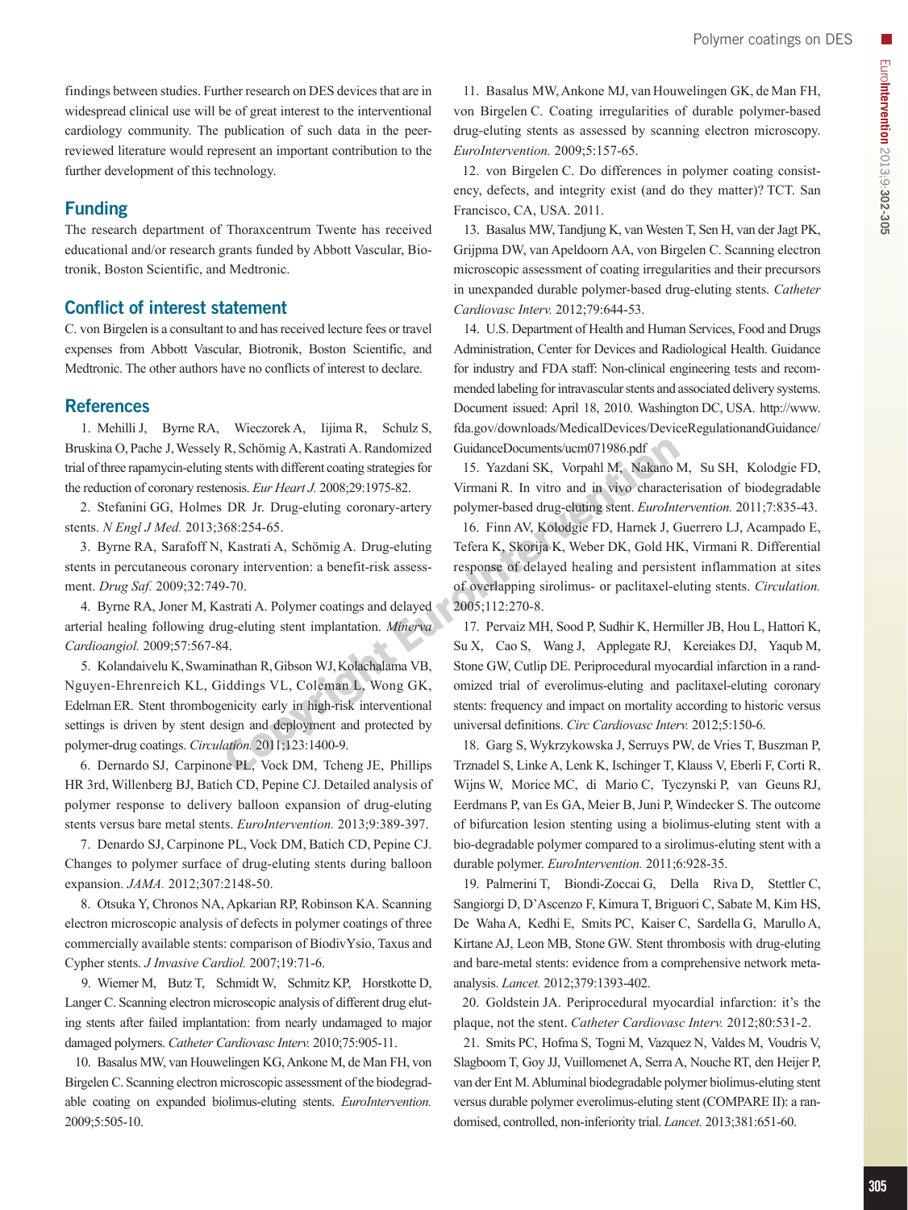findings between studies. Further research on DES devices that are in widespread clinical use will be of great interest to the interventional cardiology community. The publication of such data in the peer-reviewed literature would represent an important contribution to the further development of this technology.

## Funding

The research department of Thoraxcentrum Twente has received educational and/or research grants funded by Abbott Vascular, Biotronik, Boston Scientific, and Medtronic.

## Conflict of interest statement

C. von Birgelen is a consultant to and has received lecture fees or travel expenses from Abbott Vascular, Biotronik, Boston Scientific, and Medtronic. The other authors have no conflicts of interest to declare.

## References

1. Mehilli J, Byrne RA, Wieczorek A, Iijima R, Schulz S, Bruskina O, Pache J, Wessely R, Schömig A, Kastrati A. Randomized trial of three rapamycin-eluting stents with different coating strategies for the reduction of coronary restenosis. *Eur Heart J.* 2008;29:1975-82.

2. Stefanini GG, Holmes DR Jr. Drug-eluting coronary-artery stents. *N Engl J Med.* 2013;368:254-65.

3. Byrne RA, Sarafoff N, Kastrati A, Schömig A. Drug-eluting stents in percutaneous coronary intervention: a benefit-risk assessment. *Drug Saf.* 2009;32:749-70.

4. Byrne RA, Joner M, Kastrati A. Polymer coatings and delayed arterial healing following drug-eluting stent implantation. *Minerva Cardioangiol.* 2009;57:567-84.

5. Kolandaivelu K, Swaminathan R, Gibson WJ, Kolachalama VB, Nguyen-Ehrenreich KL, Giddings VL, Coleman L, Wong GK, Edelman ER. Stent thrombogenicity early in high-risk interventional settings is driven by stent design and deployment and protected by polymer-drug coatings. *Circulation.* 2011;123:1400-9.

6. Dernardo SJ, Carpinone PL, Vock DM, Tcheng JE, Phillips HR 3rd, Willenberg BJ, Batich CD, Pepine CJ. Detailed analysis of polymer response to delivery balloon expansion of drug-eluting stents versus bare metal stents. *EuroIntervention.* 2013;9:389-397.

7. Denardo SJ, Carpinone PL, Vock DM, Batich CD, Pepine CJ. Changes to polymer surface of drug-eluting stents during balloon expansion. *JAMA.* 2012;307:2148-50.

8. Otsuka Y, Chronos NA, Apkarian RP, Robinson KA. Scanning electron microscopic analysis of defects in polymer coatings of three commercially available stents: comparison of BiodivYsio, Taxus and Cypher stents. *J Invasive Cardiol.* 2007;19:71-6.

9. Wiemer M, Butz T, Schmidt W, Schmitz KP, Horstkotte D, Langer C. Scanning electron microscopic analysis of different drug eluting stents after failed implantation: from nearly undamaged to major damaged polymers. *Catheter Cardiovasc Interv.* 2010;75:905-11.

10. Basalus MW, van Houwelingen KG, Ankone M, de Man FH, von Birgelen C. Scanning electron microscopic assessment of the biodegradable coating on expanded biolimus-eluting stents. *EuroIntervention.* 2009;5:505-10.

11. Basalus MW, Ankone MJ, van Houwelingen GK, de Man FH, von Birgelen C. Coating irregularities of durable polymer-based drug-eluting stents as assessed by scanning electron microscopy. *EuroIntervention.* 2009;5:157-65.

12. von Birgelen C. Do differences in polymer coating consistency, defects, and integrity exist (and do they matter)? TCT. San Francisco, CA, USA. 2011.

13. Basalus MW, Tandjung K, van Westen T, Sen H, van der Jagt PK, Grijpma DW, van Apeldoorn AA, von Birgelen C. Scanning electron microscopic assessment of coating irregularities and their precursors in unexpanded durable polymer-based drug-eluting stents. *Catheter Cardiovasc Interv.* 2012;79:644-53.

14. U.S. Department of Health and Human Services, Food and Drugs Administration, Center for Devices and Radiological Health. Guidance for industry and FDA staff: Non-clinical engineering tests and recommended labeling for intravascular stents and associated delivery systems. Document issued: April 18, 2010. Washington DC, USA. http://www.fda.gov/downloads/MedicalDevices/DeviceRegulationandGuidance/GuidanceDocuments/ucm071986.pdf

15. Yazdani SK, Vorpahl M, Nakano M, Su SH, Kolodgie FD, Virmani R. In vitro and in vivo characterisation of biodegradable polymer-based drug-eluting stent. *EuroIntervention.* 2011;7:835-43.

16. Finn AV, Kolodgie FD, Harnek J, Guerrero LJ, Acampado E, Tefera K, Skorija K, Weber DK, Gold HK, Virmani R. Differential response of delayed healing and persistent inflammation at sites of overlapping sirolimus- or paclitaxel-eluting stents. *Circulation.* 2005;112:270-8.

17. Pervaiz MH, Sood P, Sudhir K, Hermiller JB, Hou L, Hattori K, Su X, Cao S, Wang J, Applegate RJ, Kereiakes DJ, Yaqub M, Stone GW, Cutlip DE. Periprocedural myocardial infarction in a randomized trial of everolimus-eluting and paclitaxel-eluting coronary stents: frequency and impact on mortality according to historic versus universal definitions. *Circ Cardiovasc Interv.* 2012;5:150-6.

18. Garg S, Wykrzykowska J, Serruys PW, de Vries T, Buszman P, Trznadel S, Linke A, Lenk K, Ischinger T, Klauss V, Eberli F, Corti R, Wijns W, Morice MC, di Mario C, Tyczynski P, van Geuns RJ, Eerdmans P, van Es GA, Meier B, Juni P, Windecker S. The outcome of bifurcation lesion stenting using a biolimus-eluting stent with a bio-degradable polymer compared to a sirolimus-eluting stent with a durable polymer. *EuroIntervention.* 2011;6:928-35.

19. Palmerini T, Biondi-Zoccai G, Della Riva D, Stettler C, Sangiorgi D, D'Ascenzo F, Kimura T, Briguori C, Sabate M, Kim HS, De Waha A, Kedhi E, Smits PC, Kaiser C, Sardella G, Marullo A, Kirtane AJ, Leon MB, Stone GW. Stent thrombosis with drug-eluting and bare-metal stents: evidence from a comprehensive network meta-analysis. *Lancet.* 2012;379:1393-402.

20. Goldstein JA. Periprocedural myocardial infarction: it's the plaque, not the stent. *Catheter Cardiovasc Interv.* 2012;80:531-2.

21. Smits PC, Hofma S, Togni M, Vazquez N, Valdes M, Voudris V, Slagboom T, Goy JJ, Vuillomenet A, Serra A, Nouche RT, den Heijer P, van der Ent M. Abluminal biodegradable polymer biolimus-eluting stent versus durable polymer everolimus-eluting stent (COMPARE II): a randomised, controlled, non-inferiority trial. *Lancet.* 2013;381:651-60.